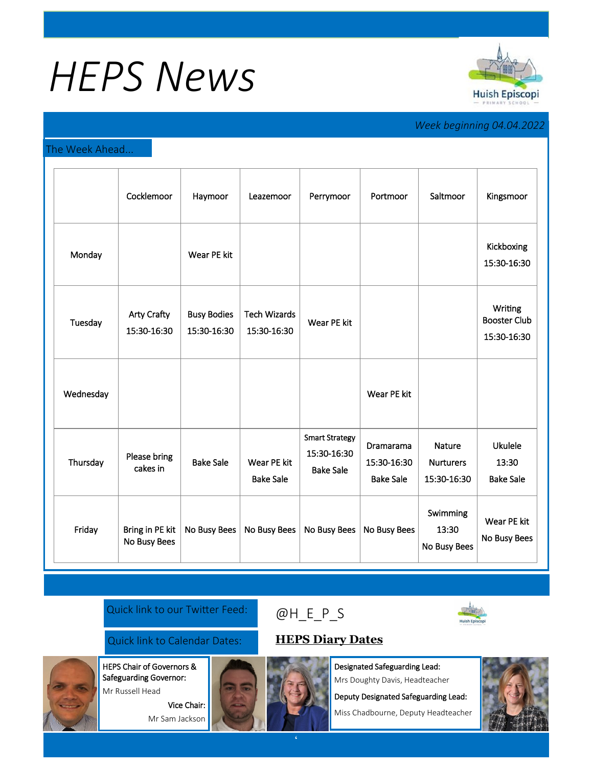# HEPS News

*Week beginning 04.04.2022*

## The Week Ahead...

| | Cocklemoor | Haymoor | Leazemoor | Perrymoor | Portmoor | Saltmoor | Kingsmoor |
|---|---|---|---|---|---|---|---|
| Monday | | Wear PE kit | | | | | Kickboxing 15:30-16:30 |
| Tuesday | Arty Crafty 15:30-16:30 | Busy Bodies 15:30-16:30 | Tech Wizards 15:30-16:30 | Wear PE kit | | | Writing Booster Club 15:30-16:30 |
| Wednesday | | | | | Wear PE kit | | |
| Thursday | Please bring cakes in | Bake Sale | Wear PE kit Bake Sale | Smart Strategy 15:30-16:30 Bake Sale | Dramarama 15:30-16:30 Bake Sale | Nature Nurturers 15:30-16:30 | Ukulele 13:30 Bake Sale |
| Friday | Bring in PE kit No Busy Bees | No Busy Bees | No Busy Bees | No Busy Bees | No Busy Bees | Swimming 13:30 No Busy Bees | Wear PE kit No Busy Bees |

Quick link to our Twitter Feed: @H_E_P_S

Quick link to Calendar Dates: **HEPS Diary Dates**

**HEPS Chair of Governors & Safeguarding Governor:**
Mr Russell Head

**Vice Chair:**
Mr Sam Jackson

**Designated Safeguarding Lead:**
Mrs Doughty Davis, Headteacher

**Deputy Designated Safeguarding Lead:**
Miss Chadbourne, Deputy Headteacher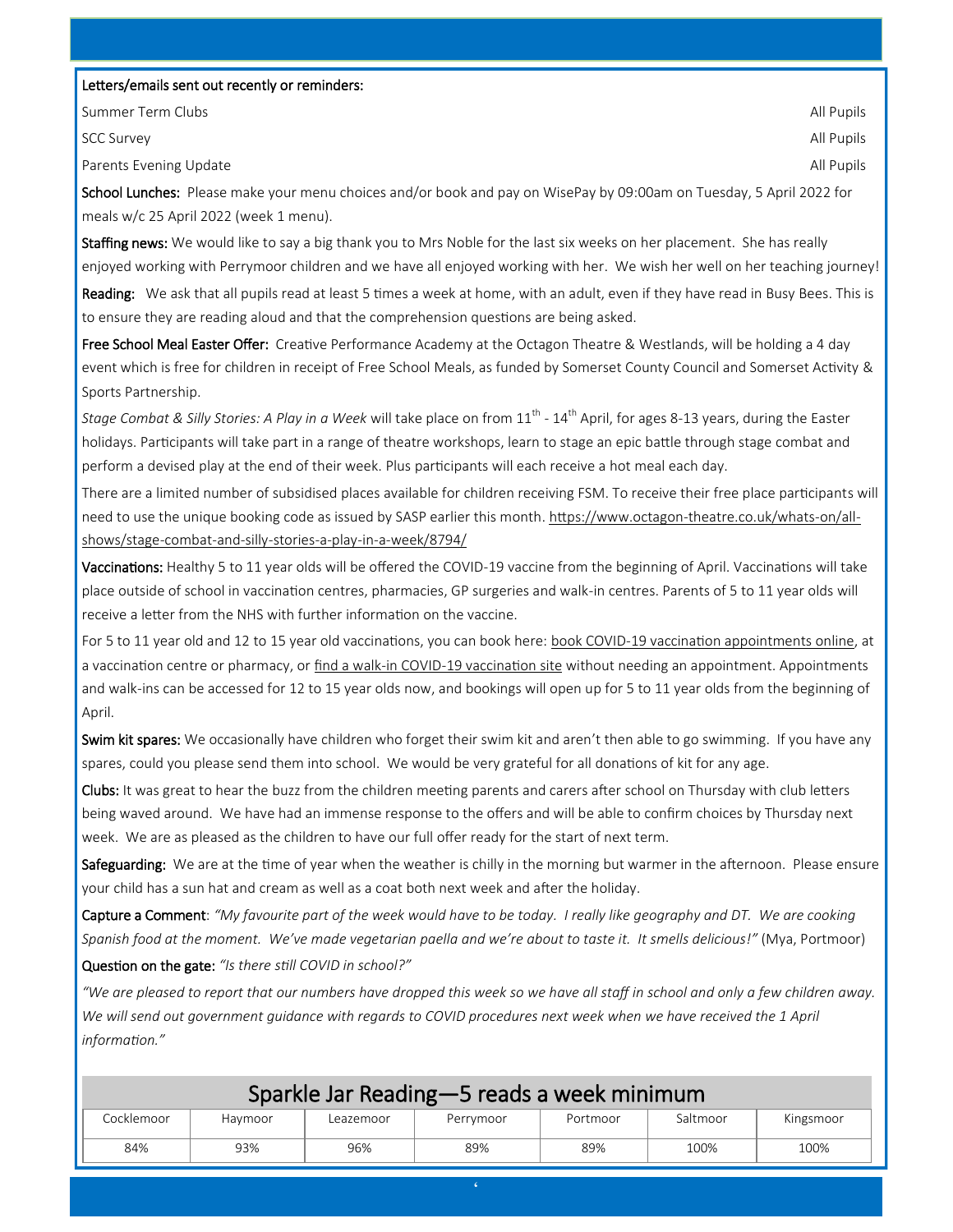**Letters/emails sent out recently or reminders:**

| | |
|---|---|
| Summer Term Clubs | All Pupils |
| SCC Survey | All Pupils |
| Parents Evening Update | All Pupils |

**School Lunches:** Please make your menu choices and/or book and pay on WisePay by 09:00am on Tuesday, 5 April 2022 for meals w/c 25 April 2022 (week 1 menu).

**Staffing news:** We would like to say a big thank you to Mrs Noble for the last six weeks on her placement. She has really enjoyed working with Perrymoor children and we have all enjoyed working with her. We wish her well on her teaching journey!

**Reading:** We ask that all pupils read at least 5 times a week at home, with an adult, even if they have read in Busy Bees. This is to ensure they are reading aloud and that the comprehension questions are being asked.

**Free School Meal Easter Offer:** Creative Performance Academy at the Octagon Theatre & Westlands, will be holding a 4 day event which is free for children in receipt of Free School Meals, as funded by Somerset County Council and Somerset Activity & Sports Partnership.

*Stage Combat & Silly Stories: A Play in a Week* will take place on from 11th - 14th April, for ages 8-13 years, during the Easter holidays. Participants will take part in a range of theatre workshops, learn to stage an epic battle through stage combat and perform a devised play at the end of their week. Plus participants will each receive a hot meal each day.

There are a limited number of subsidised places available for children receiving FSM. To receive their free place participants will need to use the unique booking code as issued by SASP earlier this month. https://www.octagon-theatre.co.uk/whats-on/all-shows/stage-combat-and-silly-stories-a-play-in-a-week/8794/

**Vaccinations:** Healthy 5 to 11 year olds will be offered the COVID-19 vaccine from the beginning of April. Vaccinations will take place outside of school in vaccination centres, pharmacies, GP surgeries and walk-in centres. Parents of 5 to 11 year olds will receive a letter from the NHS with further information on the vaccine.

For 5 to 11 year old and 12 to 15 year old vaccinations, you can book here: book COVID-19 vaccination appointments online, at a vaccination centre or pharmacy, or find a walk-in COVID-19 vaccination site without needing an appointment. Appointments and walk-ins can be accessed for 12 to 15 year olds now, and bookings will open up for 5 to 11 year olds from the beginning of April.

**Swim kit spares:** We occasionally have children who forget their swim kit and aren't then able to go swimming. If you have any spares, could you please send them into school. We would be very grateful for all donations of kit for any age.

**Clubs:** It was great to hear the buzz from the children meeting parents and carers after school on Thursday with club letters being waved around. We have had an immense response to the offers and will be able to confirm choices by Thursday next week. We are as pleased as the children to have our full offer ready for the start of next term.

**Safeguarding:** We are at the time of year when the weather is chilly in the morning but warmer in the afternoon. Please ensure your child has a sun hat and cream as well as a coat both next week and after the holiday.

**Capture a Comment**: *"My favourite part of the week would have to be today. I really like geography and DT. We are cooking Spanish food at the moment. We've made vegetarian paella and we're about to taste it. It smells delicious!"* (Mya, Portmoor)

**Question on the gate:** *"Is there still COVID in school?"*

*"We are pleased to report that our numbers have dropped this week so we have all staff in school and only a few children away. We will send out government guidance with regards to COVID procedures next week when we have received the 1 April information."*

## Sparkle Jar Reading—5 reads a week minimum

| Cocklemoor | Haymoor | Leazemoor | Perrymoor | Portmoor | Saltmoor | Kingsmoor |
|---|---|---|---|---|---|---|
| 84% | 93% | 96% | 89% | 89% | 100% | 100% |